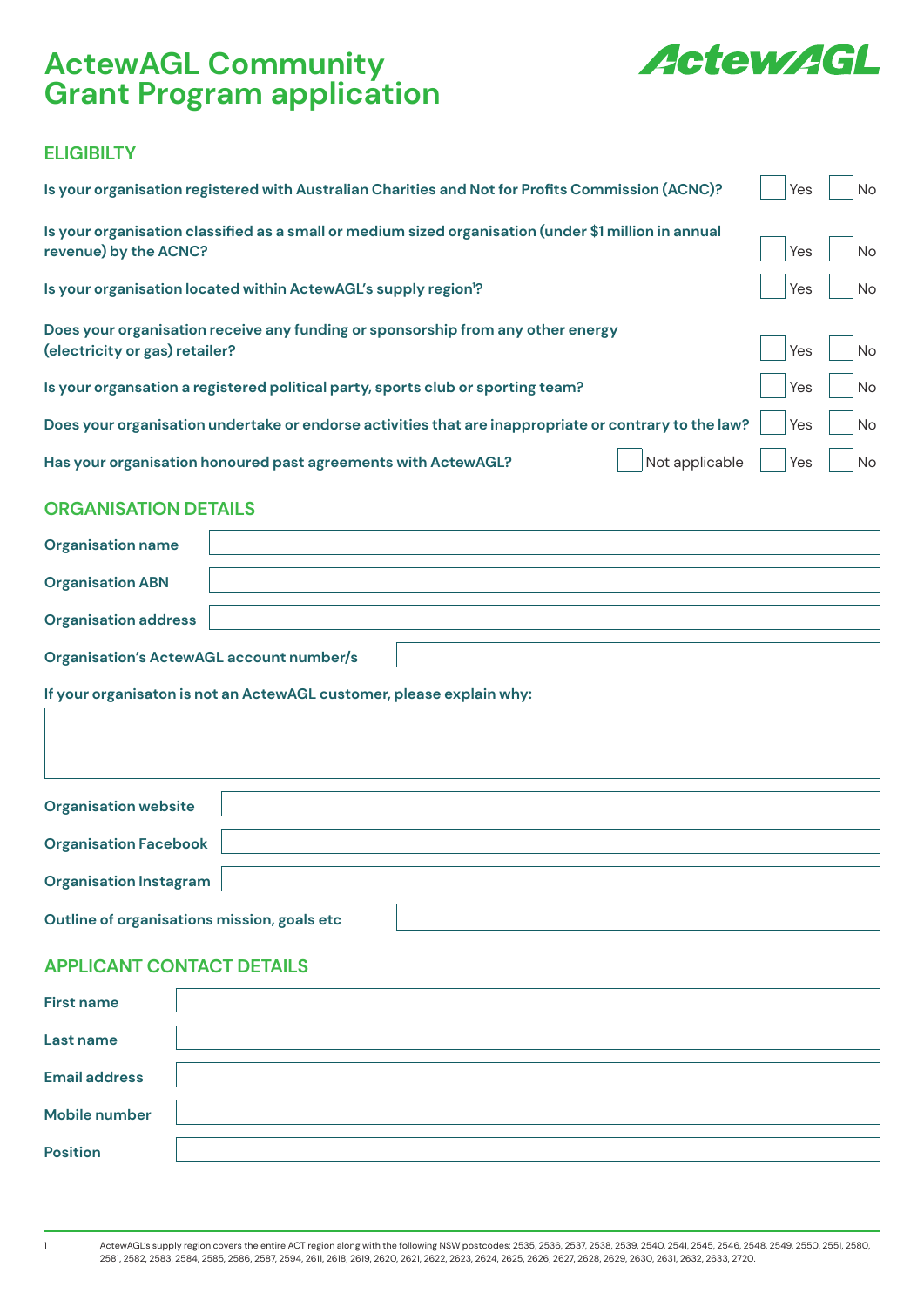# ActewAGL Community Grant Program application

ActewAGL

## ELIGIBILTY

| | | | |
|---|---|---|---|
| Is your organisation registered with Australian Charities and Not for Profits Commission (ACNC)? | | ☐ Yes | ☐ No |
| Is your organisation classified as a small or medium sized organisation (under $1 million in annual revenue) by the ACNC? | | ☐ Yes | ☐ No |
| Is your organisation located within ActewAGL's supply region[1]? | | ☐ Yes | ☐ No |
| Does your organisation receive any funding or sponsorship from any other energy (electricity or gas) retailer? | | ☐ Yes | ☐ No |
| Is your organsation a registered political party, sports club or sporting team? | | ☐ Yes | ☐ No |
| Does your organisation undertake or endorse activities that are inappropriate or contrary to the law? | | ☐ Yes | ☐ No |
| Has your organisation honoured past agreements with ActewAGL? | ☐ Not applicable | ☐ Yes | ☐ No |

## ORGANISATION DETAILS

**Organisation name** \_\_\_\_\_\_\_\_\_\_\_\_\_\_\_\_

**Organisation ABN** \_\_\_\_\_\_\_\_\_\_\_\_\_\_\_\_

**Organisation address** \_\_\_\_\_\_\_\_\_\_\_\_\_\_\_\_

**Organisation's ActewAGL account number/s** \_\_\_\_\_\_\_\_\_\_\_\_\_\_\_\_

**If your organisaton is not an ActewAGL customer, please explain why:**

\_\_\_\_\_\_\_\_\_\_\_\_\_\_\_\_

**Organisation website** \_\_\_\_\_\_\_\_\_\_\_\_\_\_\_\_

**Organisation Facebook** \_\_\_\_\_\_\_\_\_\_\_\_\_\_\_\_

**Organisation Instagram** \_\_\_\_\_\_\_\_\_\_\_\_\_\_\_\_

**Outline of organisations mission, goals etc** \_\_\_\_\_\_\_\_\_\_\_\_\_\_\_\_

## APPLICANT CONTACT DETAILS

**First name** \_\_\_\_\_\_\_\_\_\_\_\_\_\_\_\_

**Last name** \_\_\_\_\_\_\_\_\_\_\_\_\_\_\_\_

**Email address** \_\_\_\_\_\_\_\_\_\_\_\_\_\_\_\_

**Mobile number** \_\_\_\_\_\_\_\_\_\_\_\_\_\_\_\_

**Position** \_\_\_\_\_\_\_\_\_\_\_\_\_\_\_\_

---

1 ActewAGL's supply region covers the entire ACT region along with the following NSW postcodes: 2535, 2536, 2537, 2538, 2539, 2540, 2541, 2545, 2546, 2548, 2549, 2550, 2551, 2580, 2581, 2582, 2583, 2584, 2585, 2586, 2587, 2594, 2611, 2618, 2619, 2620, 2621, 2622, 2623, 2624, 2625, 2626, 2627, 2628, 2629, 2630, 2631, 2632, 2633, 2720.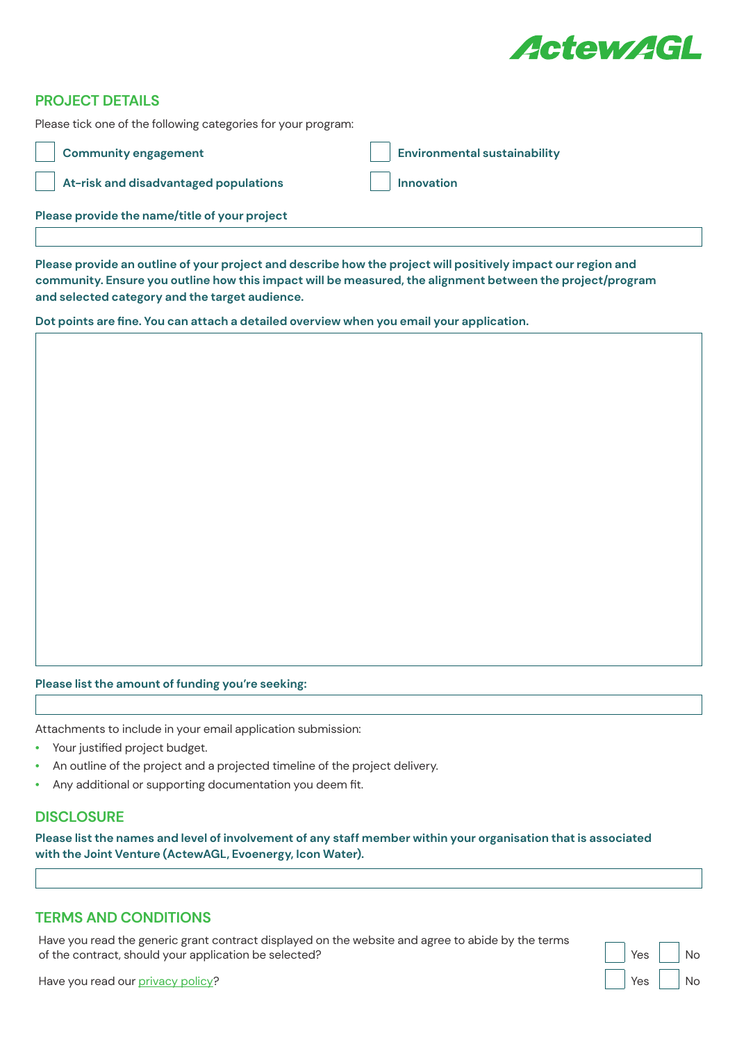## PROJECT DETAILS

Please tick one of the following categories for your program:

- [ ] **Community engagement**
- [ ] **Environmental sustainability**
- [ ] **At-risk and disadvantaged populations**
- [ ] **Innovation**

**Please provide the name/title of your project**

**Please provide an outline of your project and describe how the project will positively impact our region and community. Ensure you outline how this impact will be measured, the alignment between the project/program and selected category and the target audience.**

**Dot points are fine. You can attach a detailed overview when you email your application.**

**Please list the amount of funding you're seeking:**

Attachments to include in your email application submission:

- Your justified project budget.
- An outline of the project and a projected timeline of the project delivery.
- Any additional or supporting documentation you deem fit.

## DISCLOSURE

**Please list the names and level of involvement of any staff member within your organisation that is associated with the Joint Venture (ActewAGL, Evoenergy, Icon Water).**

## TERMS AND CONDITIONS

Have you read the generic grant contract displayed on the website and agree to abide by the terms of the contract, should your application be selected? ☐ Yes ☐ No

Have you read our privacy policy? ☐ Yes ☐ No